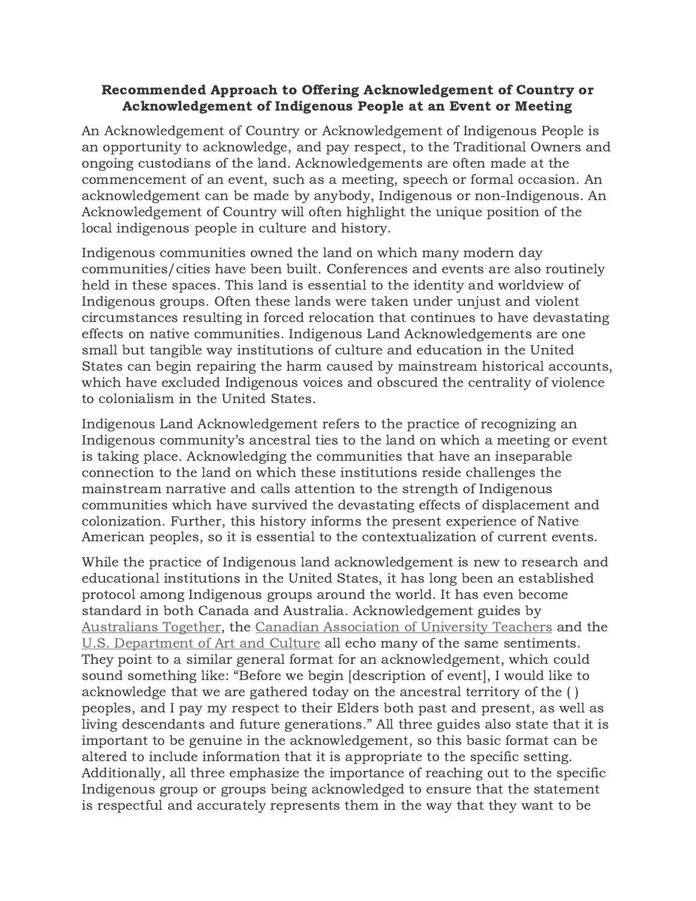# Recommended Approach to Offering Acknowledgement of Country or Acknowledgement of Indigenous People at an Event or Meeting

An Acknowledgement of Country or Acknowledgement of Indigenous People is an opportunity to acknowledge, and pay respect, to the Traditional Owners and ongoing custodians of the land. Acknowledgements are often made at the commencement of an event, such as a meeting, speech or formal occasion. An acknowledgement can be made by anybody, Indigenous or non-Indigenous. An Acknowledgement of Country will often highlight the unique position of the local indigenous people in culture and history.

Indigenous communities owned the land on which many modern day communities/cities have been built. Conferences and events are also routinely held in these spaces. This land is essential to the identity and worldview of Indigenous groups. Often these lands were taken under unjust and violent circumstances resulting in forced relocation that continues to have devastating effects on native communities. Indigenous Land Acknowledgements are one small but tangible way institutions of culture and education in the United States can begin repairing the harm caused by mainstream historical accounts, which have excluded Indigenous voices and obscured the centrality of violence to colonialism in the United States.

Indigenous Land Acknowledgement refers to the practice of recognizing an Indigenous community's ancestral ties to the land on which a meeting or event is taking place. Acknowledging the communities that have an inseparable connection to the land on which these institutions reside challenges the mainstream narrative and calls attention to the strength of Indigenous communities which have survived the devastating effects of displacement and colonization. Further, this history informs the present experience of Native American peoples, so it is essential to the contextualization of current events.

While the practice of Indigenous land acknowledgement is new to research and educational institutions in the United States, it has long been an established protocol among Indigenous groups around the world. It has even become standard in both Canada and Australia. Acknowledgement guides by Australians Together, the Canadian Association of University Teachers and the U.S. Department of Art and Culture all echo many of the same sentiments. They point to a similar general format for an acknowledgement, which could sound something like: "Before we begin [description of event], I would like to acknowledge that we are gathered today on the ancestral territory of the ( ) peoples, and I pay my respect to their Elders both past and present, as well as living descendants and future generations." All three guides also state that it is important to be genuine in the acknowledgement, so this basic format can be altered to include information that it is appropriate to the specific setting. Additionally, all three emphasize the importance of reaching out to the specific Indigenous group or groups being acknowledged to ensure that the statement is respectful and accurately represents them in the way that they want to be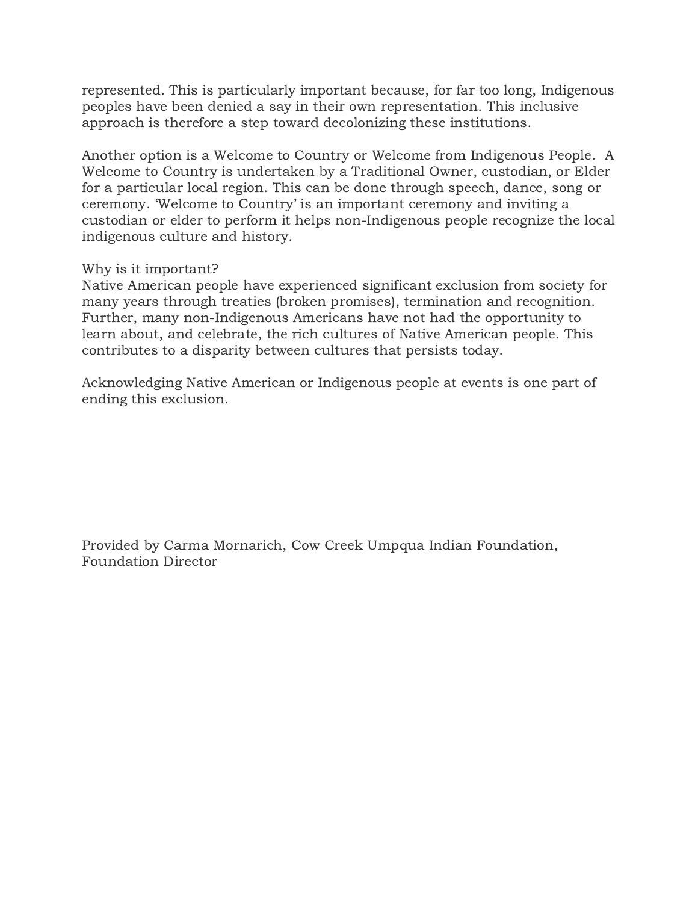represented. This is particularly important because, for far too long, Indigenous peoples have been denied a say in their own representation. This inclusive approach is therefore a step toward decolonizing these institutions.

Another option is a Welcome to Country or Welcome from Indigenous People. A Welcome to Country is undertaken by a Traditional Owner, custodian, or Elder for a particular local region. This can be done through speech, dance, song or ceremony. 'Welcome to Country' is an important ceremony and inviting a custodian or elder to perform it helps non-Indigenous people recognize the local indigenous culture and history.

Why is it important?
Native American people have experienced significant exclusion from society for many years through treaties (broken promises), termination and recognition. Further, many non-Indigenous Americans have not had the opportunity to learn about, and celebrate, the rich cultures of Native American people. This contributes to a disparity between cultures that persists today.

Acknowledging Native American or Indigenous people at events is one part of ending this exclusion.

Provided by Carma Mornarich, Cow Creek Umpqua Indian Foundation, Foundation Director